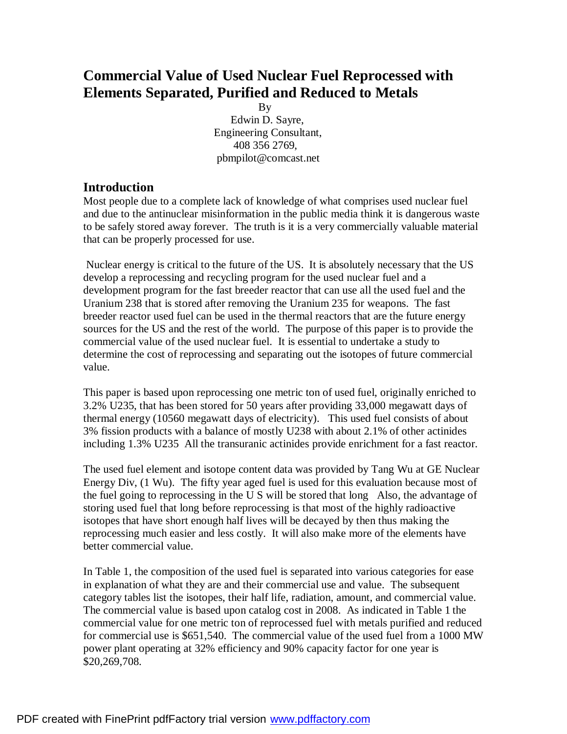# Commercial Value of Used Nuclear Fuel Reprocessed with Elements Separated, Purified and Reduced to Metals

By
Edwin D. Sayre,
Engineering Consultant,
408 356 2769,
pbmpilot@comcast.net

## Introduction

Most people due to a complete lack of knowledge of what comprises used nuclear fuel and due to the antinuclear misinformation in the public media think it is dangerous waste to be safely stored away forever. The truth is it is a very commercially valuable material that can be properly processed for use.

Nuclear energy is critical to the future of the US. It is absolutely necessary that the US develop a reprocessing and recycling program for the used nuclear fuel and a development program for the fast breeder reactor that can use all the used fuel and the Uranium 238 that is stored after removing the Uranium 235 for weapons. The fast breeder reactor used fuel can be used in the thermal reactors that are the future energy sources for the US and the rest of the world. The purpose of this paper is to provide the commercial value of the used nuclear fuel. It is essential to undertake a study to determine the cost of reprocessing and separating out the isotopes of future commercial value.

This paper is based upon reprocessing one metric ton of used fuel, originally enriched to 3.2% U235, that has been stored for 50 years after providing 33,000 megawatt days of thermal energy (10560 megawatt days of electricity). This used fuel consists of about 3% fission products with a balance of mostly U238 with about 2.1% of other actinides including 1.3% U235 All the transuranic actinides provide enrichment for a fast reactor.

The used fuel element and isotope content data was provided by Tang Wu at GE Nuclear Energy Div, (1 Wu). The fifty year aged fuel is used for this evaluation because most of the fuel going to reprocessing in the U S will be stored that long Also, the advantage of storing used fuel that long before reprocessing is that most of the highly radioactive isotopes that have short enough half lives will be decayed by then thus making the reprocessing much easier and less costly. It will also make more of the elements have better commercial value.

In Table 1, the composition of the used fuel is separated into various categories for ease in explanation of what they are and their commercial use and value. The subsequent category tables list the isotopes, their half life, radiation, amount, and commercial value. The commercial value is based upon catalog cost in 2008. As indicated in Table 1 the commercial value for one metric ton of reprocessed fuel with metals purified and reduced for commercial use is $651,540. The commercial value of the used fuel from a 1000 MW power plant operating at 32% efficiency and 90% capacity factor for one year is $20,269,708.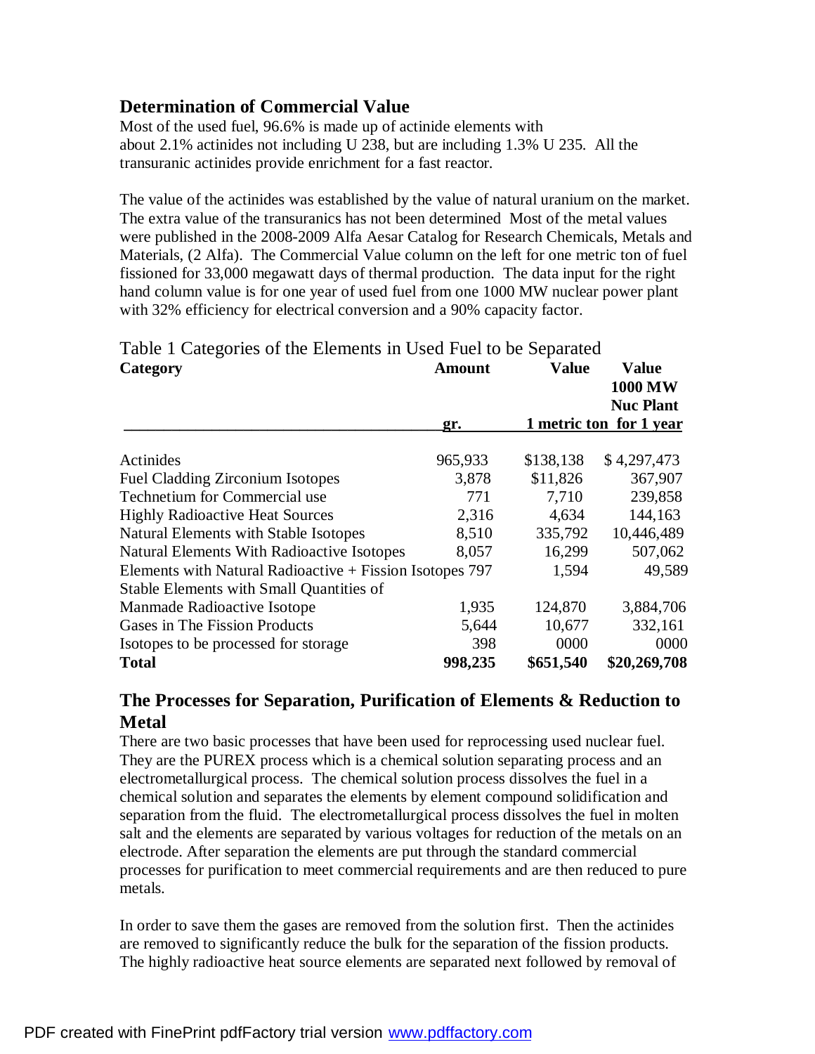## Determination of Commercial Value

Most of the used fuel, 96.6% is made up of actinide elements with about 2.1% actinides not including U 238, but are including 1.3% U 235. All the transuranic actinides provide enrichment for a fast reactor.

The value of the actinides was established by the value of natural uranium on the market. The extra value of the transuranics has not been determined Most of the metal values were published in the 2008-2009 Alfa Aesar Catalog for Research Chemicals, Metals and Materials, (2 Alfa). The Commercial Value column on the left for one metric ton of fuel fissioned for 33,000 megawatt days of thermal production. The data input for the right hand column value is for one year of used fuel from one 1000 MW nuclear power plant with 32% efficiency for electrical conversion and a 90% capacity factor.

Table 1 Categories of the Elements in Used Fuel to be Separated

| Category | Amount gr. | Value 1 metric ton | Value 1000 MW Nuc Plant for 1 year |
|---|---|---|---|
| Actinides | 965,933 | $138,138 | $ 4,297,473 |
| Fuel Cladding Zirconium Isotopes | 3,878 | $11,826 | 367,907 |
| Technetium for Commercial use | 771 | 7,710 | 239,858 |
| Highly Radioactive Heat Sources | 2,316 | 4,634 | 144,163 |
| Natural Elements with Stable Isotopes | 8,510 | 335,792 | 10,446,489 |
| Natural Elements With Radioactive Isotopes | 8,057 | 16,299 | 507,062 |
| Elements with Natural Radioactive + Fission Isotopes | 797 | 1,594 | 49,589 |
| Stable Elements with Small Quantities of Manmade Radioactive Isotope | 1,935 | 124,870 | 3,884,706 |
| Gases in The Fission Products | 5,644 | 10,677 | 332,161 |
| Isotopes to be processed for storage | 398 | 0000 | 0000 |
| **Total** | **998,235** | **$651,540** | **$20,269,708** |

## The Processes for Separation, Purification of Elements & Reduction to Metal

There are two basic processes that have been used for reprocessing used nuclear fuel. They are the PUREX process which is a chemical solution separating process and an electrometallurgical process. The chemical solution process dissolves the fuel in a chemical solution and separates the elements by element compound solidification and separation from the fluid. The electrometallurgical process dissolves the fuel in molten salt and the elements are separated by various voltages for reduction of the metals on an electrode. After separation the elements are put through the standard commercial processes for purification to meet commercial requirements and are then reduced to pure metals.

In order to save them the gases are removed from the solution first. Then the actinides are removed to significantly reduce the bulk for the separation of the fission products. The highly radioactive heat source elements are separated next followed by removal of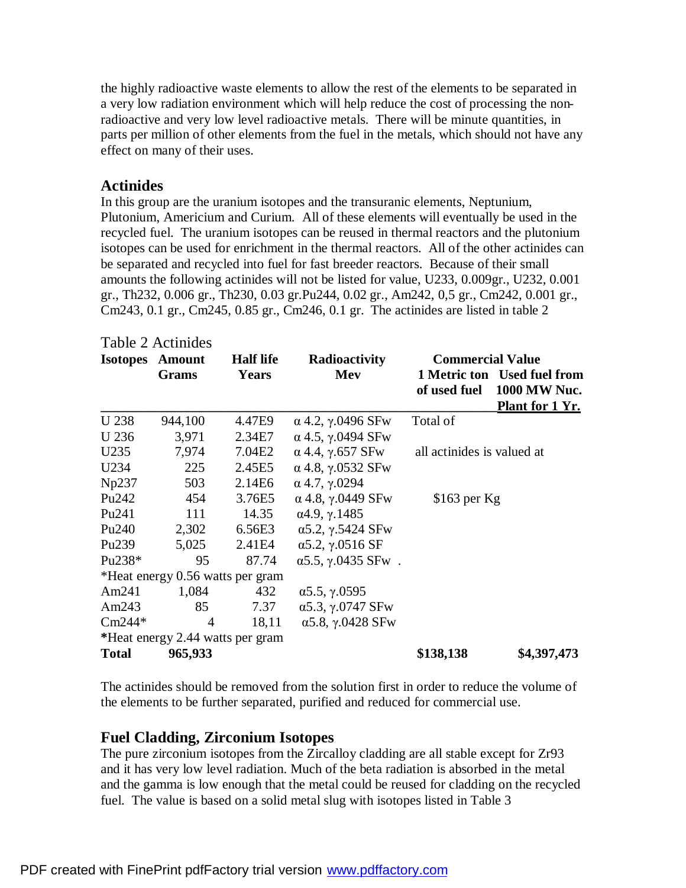the highly radioactive waste elements to allow the rest of the elements to be separated in a very low radiation environment which will help reduce the cost of processing the non-radioactive and very low level radioactive metals. There will be minute quantities, in parts per million of other elements from the fuel in the metals, which should not have any effect on many of their uses.

## Actinides

In this group are the uranium isotopes and the transuranic elements, Neptunium, Plutonium, Americium and Curium. All of these elements will eventually be used in the recycled fuel. The uranium isotopes can be reused in thermal reactors and the plutonium isotopes can be used for enrichment in the thermal reactors. All of the other actinides can be separated and recycled into fuel for fast breeder reactors. Because of their small amounts the following actinides will not be listed for value, U233, 0.009gr., U232, 0.001 gr., Th232, 0.006 gr., Th230, 0.03 gr.Pu244, 0.02 gr., Am242, 0,5 gr., Cm242, 0.001 gr., Cm243, 0.1 gr., Cm245, 0.85 gr., Cm246, 0.1 gr. The actinides are listed in table 2

Table 2 Actinides

| Isotopes | Amount Grams | Half life Years | Radioactivity Mev | Commercial Value 1 Metric ton of used fuel | Used fuel from 1000 MW Nuc. Plant for 1 Yr. |
|---|---|---|---|---|---|
| U 238 | 944,100 | 4.47E9 | α 4.2, γ.0496 SFw | Total of | |
| U 236 | 3,971 | 2.34E7 | α 4.5, γ.0494 SFw | | |
| U235 | 7,974 | 7.04E2 | α 4.4, γ.657 SFw | all actinides is valued at | |
| U234 | 225 | 2.45E5 | α 4.8, γ.0532 SFw | | |
| Np237 | 503 | 2.14E6 | α 4.7, γ.0294 | | |
| Pu242 | 454 | 3.76E5 | α 4.8, γ.0449 SFw | $163 per Kg | |
| Pu241 | 111 | 14.35 | α4.9, γ.1485 | | |
| Pu240 | 2,302 | 6.56E3 | α5.2, γ.5424 SFw | | |
| Pu239 | 5,025 | 2.41E4 | α5.2, γ.0516 SF | | |
| Pu238* | 95 | 87.74 | α5.5, γ.0435 SFw . | | |
| *Heat energy 0.56 watts per gram | | | | | |
| Am241 | 1,084 | 432 | α5.5, γ.0595 | | |
| Am243 | 85 | 7.37 | α5.3, γ.0747 SFw | | |
| Cm244* | 4 | 18,11 | α5.8, γ.0428 SFw | | |
| *Heat energy 2.44 watts per gram | | | | | |
| **Total** | **965,933** | | | **$138,138** | **$4,397,473** |

The actinides should be removed from the solution first in order to reduce the volume of the elements to be further separated, purified and reduced for commercial use.

## Fuel Cladding, Zirconium Isotopes

The pure zirconium isotopes from the Zircalloy cladding are all stable except for Zr93 and it has very low level radiation. Much of the beta radiation is absorbed in the metal and the gamma is low enough that the metal could be reused for cladding on the recycled fuel. The value is based on a solid metal slug with isotopes listed in Table 3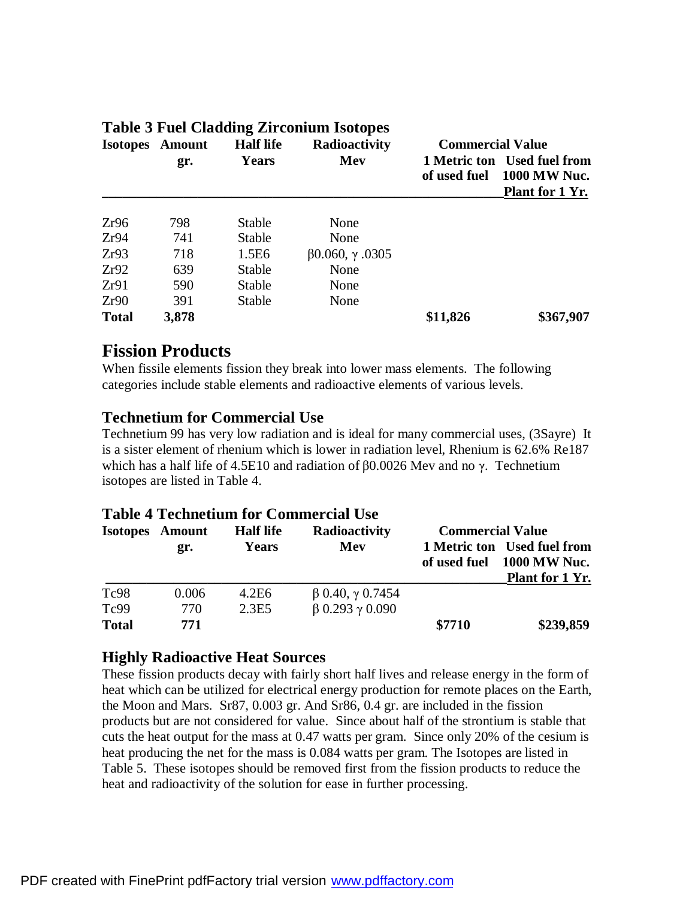## Table 3 Fuel Cladding Zirconium Isotopes

| Isotopes | Amount gr. | Half life Years | Radioactivity Mev | Commercial Value 1 Metric ton of used fuel | Used fuel from 1000 MW Nuc. Plant for 1 Yr. |
|---|---|---|---|---|---|
| Zr96 | 798 | Stable | None | | |
| Zr94 | 741 | Stable | None | | |
| Zr93 | 718 | 1.5E6 | $\beta$0.060, $\gamma$ .0305 | | |
| Zr92 | 639 | Stable | None | | |
| Zr91 | 590 | Stable | None | | |
| Zr90 | 391 | Stable | None | | |
| **Total** | **3,878** | | | **$11,826** | **$367,907** |

## Fission Products

When fissile elements fission they break into lower mass elements. The following categories include stable elements and radioactive elements of various levels.

### Technetium for Commercial Use

Technetium 99 has very low radiation and is ideal for many commercial uses, (3Sayre) It is a sister element of rhenium which is lower in radiation level, Rhenium is 62.6% Re187 which has a half life of 4.5E10 and radiation of $\beta$0.0026 Mev and no $\gamma$. Technetium isotopes are listed in Table 4.

## Table 4 Technetium for Commercial Use

| Isotopes | Amount gr. | Half life Years | Radioactivity Mev | Commercial Value 1 Metric ton of used fuel | Used fuel from 1000 MW Nuc. Plant for 1 Yr. |
|---|---|---|---|---|---|
| Tc98 | 0.006 | 4.2E6 | $\beta$ 0.40, $\gamma$ 0.7454 | | |
| Tc99 | 770 | 2.3E5 | $\beta$ 0.293 $\gamma$ 0.090 | | |
| **Total** | **771** | | | **$7710** | **$239,859** |

### Highly Radioactive Heat Sources

These fission products decay with fairly short half lives and release energy in the form of heat which can be utilized for electrical energy production for remote places on the Earth, the Moon and Mars. Sr87, 0.003 gr. And Sr86, 0.4 gr. are included in the fission products but are not considered for value. Since about half of the strontium is stable that cuts the heat output for the mass at 0.47 watts per gram. Since only 20% of the cesium is heat producing the net for the mass is 0.084 watts per gram. The Isotopes are listed in Table 5. These isotopes should be removed first from the fission products to reduce the heat and radioactivity of the solution for ease in further processing.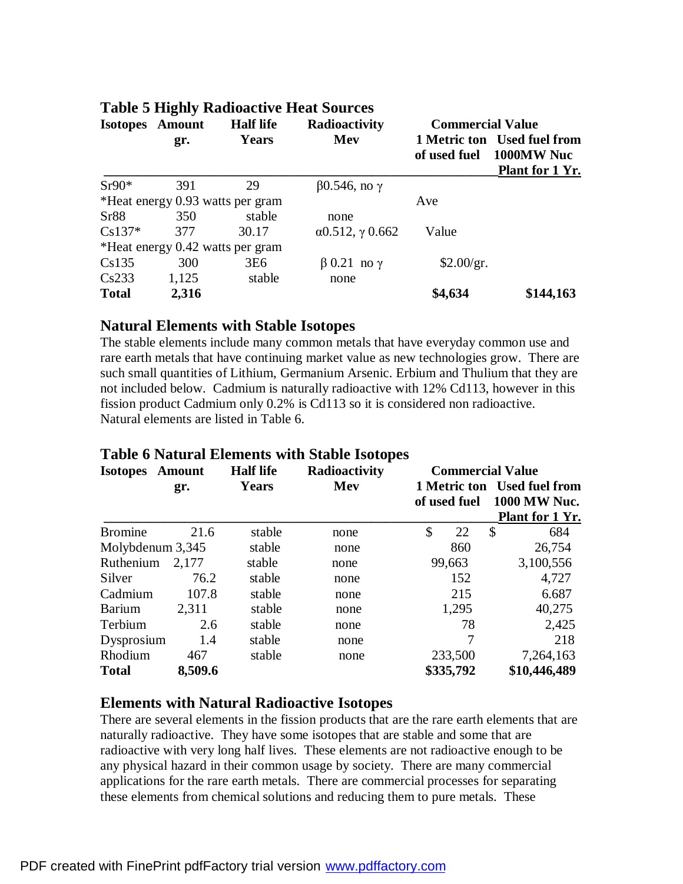## Table 5 Highly Radioactive Heat Sources

| Isotopes | Amount gr. | Half life Years | Radioactivity Mev | Commercial Value 1 Metric ton of used fuel | Used fuel from 1000MW Nuc Plant for 1 Yr. |
|---|---|---|---|---|---|
| Sr90* | 391 | 29 | β0.546, no γ | | |
| *Heat energy 0.93 watts per gram | | | | Ave | |
| Sr88 | 350 | stable | none | | |
| Cs137* | 377 | 30.17 | α0.512, γ 0.662 | Value | |
| *Heat energy 0.42 watts per gram | | | | | |
| Cs135 | 300 | 3E6 | β 0.21 no γ | $2.00/gr. | |
| Cs233 | 1,125 | stable | none | | |
| **Total** | **2,316** | | | **$4,634** | **$144,163** |

## Natural Elements with Stable Isotopes

The stable elements include many common metals that have everyday common use and rare earth metals that have continuing market value as new technologies grow. There are such small quantities of Lithium, Germanium Arsenic. Erbium and Thulium that they are not included below. Cadmium is naturally radioactive with 12% Cd113, however in this fission product Cadmium only 0.2% is Cd113 so it is considered non radioactive. Natural elements are listed in Table 6.

## Table 6 Natural Elements with Stable Isotopes

| Isotopes | Amount gr. | Half life Years | Radioactivity Mev | Commercial Value 1 Metric ton of used fuel | Used fuel from 1000 MW Nuc. Plant for 1 Yr. |
|---|---|---|---|---|---|
| Bromine | 21.6 | stable | none | $ 22 | $ 684 |
| Molybdenum | 3,345 | stable | none | 860 | 26,754 |
| Ruthenium | 2,177 | stable | none | 99,663 | 3,100,556 |
| Silver | 76.2 | stable | none | 152 | 4,727 |
| Cadmium | 107.8 | stable | none | 215 | 6.687 |
| Barium | 2,311 | stable | none | 1,295 | 40,275 |
| Terbium | 2.6 | stable | none | 78 | 2,425 |
| Dysprosium | 1.4 | stable | none | 7 | 218 |
| Rhodium | 467 | stable | none | 233,500 | 7,264,163 |
| **Total** | **8,509.6** | | | **$335,792** | **$10,446,489** |

## Elements with Natural Radioactive Isotopes

There are several elements in the fission products that are the rare earth elements that are naturally radioactive. They have some isotopes that are stable and some that are radioactive with very long half lives. These elements are not radioactive enough to be any physical hazard in their common usage by society. There are many commercial applications for the rare earth metals. There are commercial processes for separating these elements from chemical solutions and reducing them to pure metals. These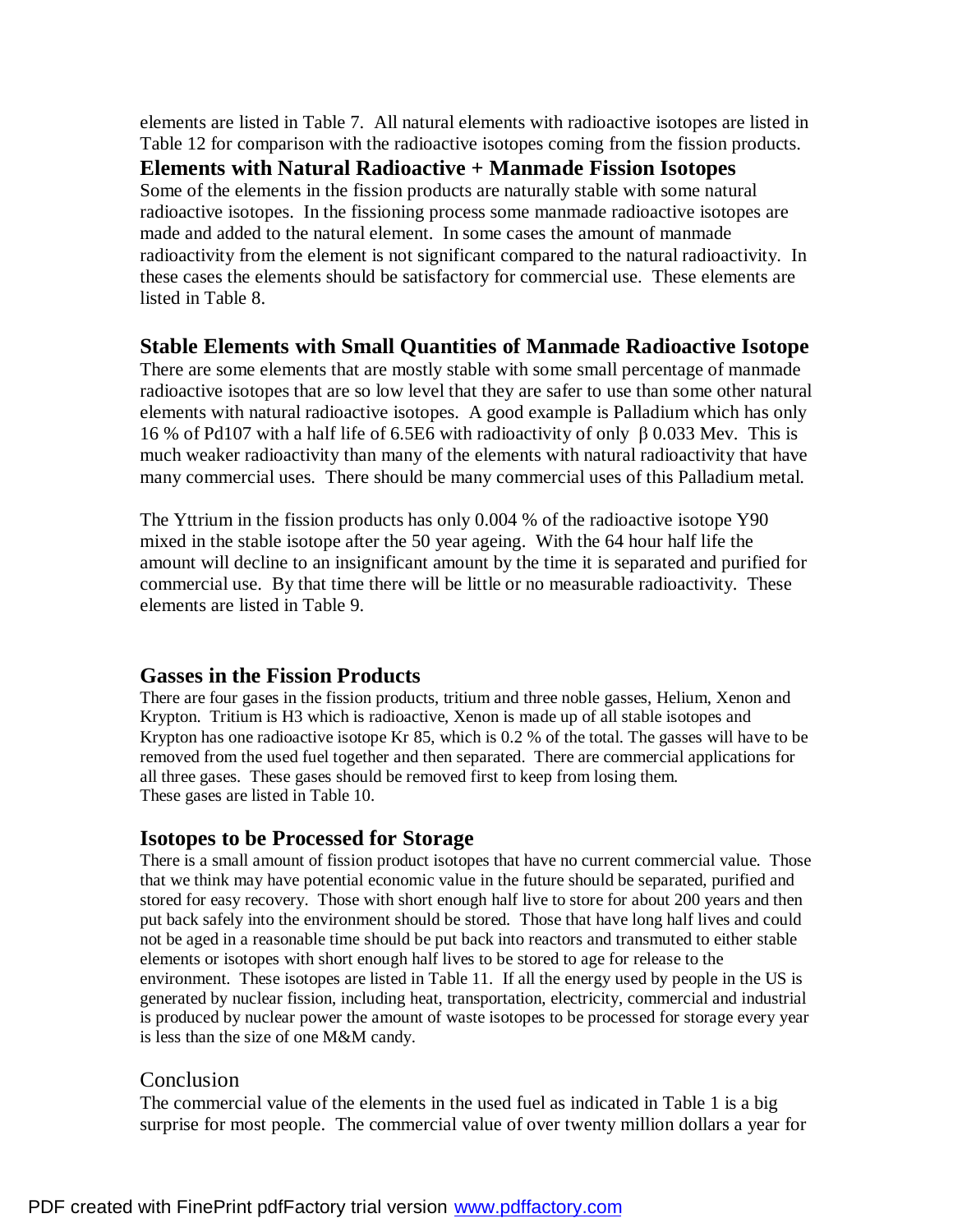elements are listed in Table 7. All natural elements with radioactive isotopes are listed in Table 12 for comparison with the radioactive isotopes coming from the fission products.

### Elements with Natural Radioactive + Manmade Fission Isotopes

Some of the elements in the fission products are naturally stable with some natural radioactive isotopes. In the fissioning process some manmade radioactive isotopes are made and added to the natural element. In some cases the amount of manmade radioactivity from the element is not significant compared to the natural radioactivity. In these cases the elements should be satisfactory for commercial use. These elements are listed in Table 8.

### Stable Elements with Small Quantities of Manmade Radioactive Isotope

There are some elements that are mostly stable with some small percentage of manmade radioactive isotopes that are so low level that they are safer to use than some other natural elements with natural radioactive isotopes. A good example is Palladium which has only 16 % of Pd107 with a half life of 6.5E6 with radioactivity of only β 0.033 Mev. This is much weaker radioactivity than many of the elements with natural radioactivity that have many commercial uses. There should be many commercial uses of this Palladium metal.

The Yttrium in the fission products has only 0.004 % of the radioactive isotope Y90 mixed in the stable isotope after the 50 year ageing. With the 64 hour half life the amount will decline to an insignificant amount by the time it is separated and purified for commercial use. By that time there will be little or no measurable radioactivity. These elements are listed in Table 9.

### Gasses in the Fission Products

There are four gases in the fission products, tritium and three noble gasses, Helium, Xenon and Krypton. Tritium is H3 which is radioactive, Xenon is made up of all stable isotopes and Krypton has one radioactive isotope Kr 85, which is 0.2 % of the total. The gasses will have to be removed from the used fuel together and then separated. There are commercial applications for all three gases. These gases should be removed first to keep from losing them. These gases are listed in Table 10.

### Isotopes to be Processed for Storage

There is a small amount of fission product isotopes that have no current commercial value. Those that we think may have potential economic value in the future should be separated, purified and stored for easy recovery. Those with short enough half live to store for about 200 years and then put back safely into the environment should be stored. Those that have long half lives and could not be aged in a reasonable time should be put back into reactors and transmuted to either stable elements or isotopes with short enough half lives to be stored to age for release to the environment. These isotopes are listed in Table 11. If all the energy used by people in the US is generated by nuclear fission, including heat, transportation, electricity, commercial and industrial is produced by nuclear power the amount of waste isotopes to be processed for storage every year is less than the size of one M&M candy.

### Conclusion

The commercial value of the elements in the used fuel as indicated in Table 1 is a big surprise for most people. The commercial value of over twenty million dollars a year for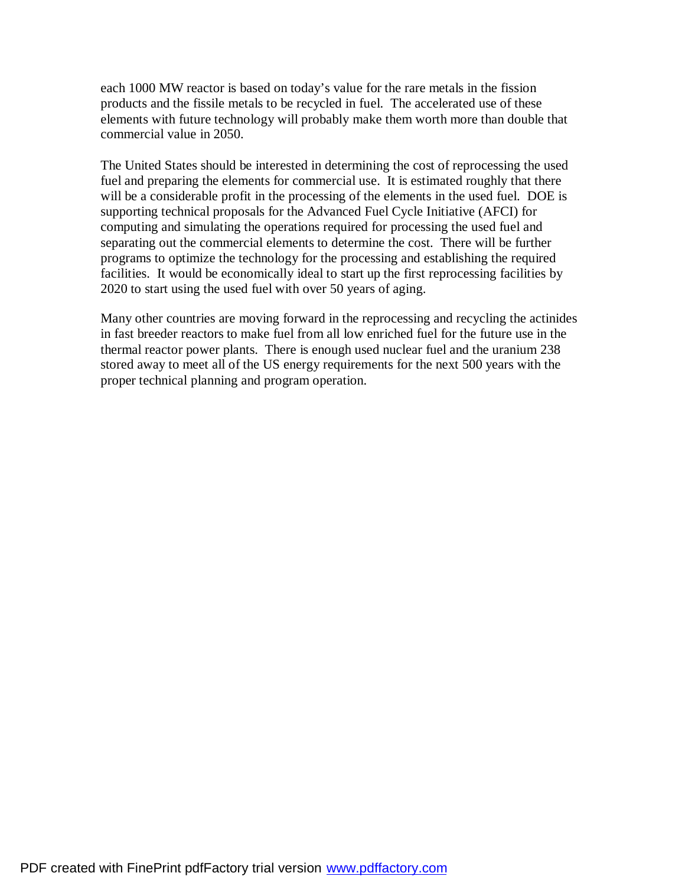each 1000 MW reactor is based on today's value for the rare metals in the fission products and the fissile metals to be recycled in fuel. The accelerated use of these elements with future technology will probably make them worth more than double that commercial value in 2050.

The United States should be interested in determining the cost of reprocessing the used fuel and preparing the elements for commercial use. It is estimated roughly that there will be a considerable profit in the processing of the elements in the used fuel. DOE is supporting technical proposals for the Advanced Fuel Cycle Initiative (AFCI) for computing and simulating the operations required for processing the used fuel and separating out the commercial elements to determine the cost. There will be further programs to optimize the technology for the processing and establishing the required facilities. It would be economically ideal to start up the first reprocessing facilities by 2020 to start using the used fuel with over 50 years of aging.

Many other countries are moving forward in the reprocessing and recycling the actinides in fast breeder reactors to make fuel from all low enriched fuel for the future use in the thermal reactor power plants. There is enough used nuclear fuel and the uranium 238 stored away to meet all of the US energy requirements for the next 500 years with the proper technical planning and program operation.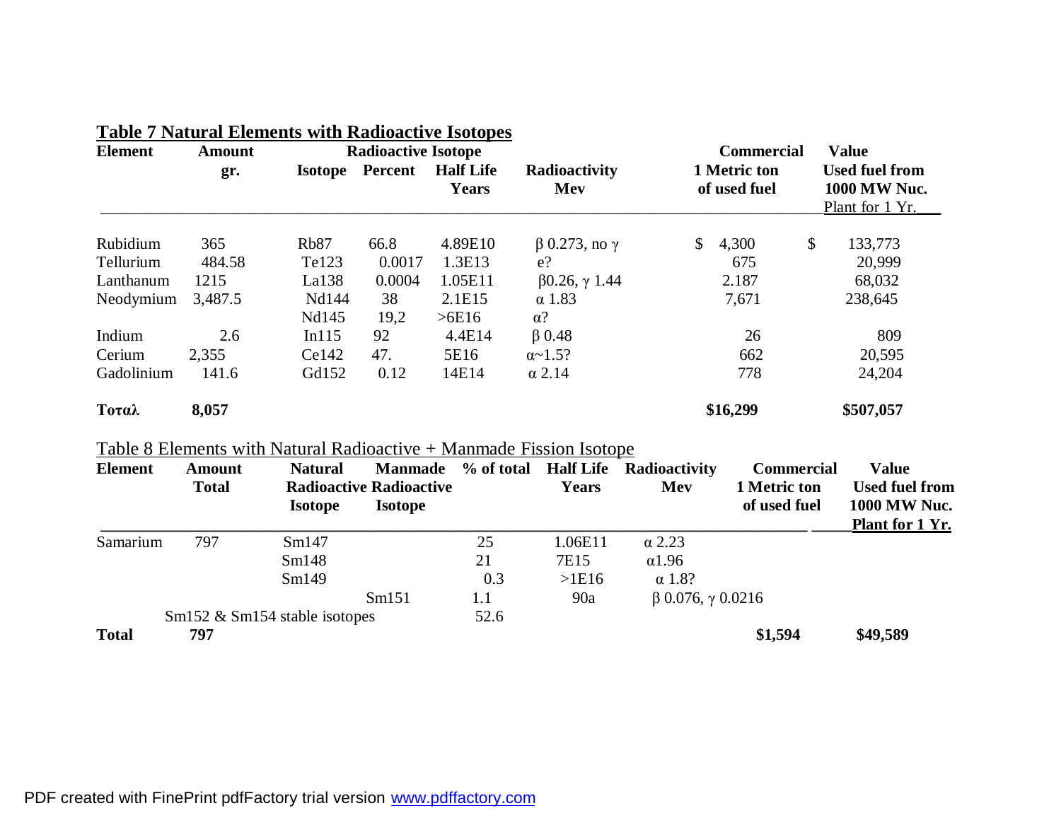## Table 7 Natural Elements with Radioactive Isotopes

| Element | Amount gr. | Radioactive Isotope: Isotope | Percent | Half Life Years | Radioactivity Mev | Commercial 1 Metric ton of used fuel | Value Used fuel from 1000 MW Nuc. Plant for 1 Yr. |
|---|---|---|---|---|---|---|---|
| Rubidium | 365 | Rb87 | 66.8 | 4.89E10 | β 0.273, no γ | $ 4,300 | $ 133,773 |
| Tellurium | 484.58 | Te123 | 0.0017 | 1.3E13 | e? | 675 | 20,999 |
| Lanthanum | 1215 | La138 | 0.0004 | 1.05E11 | β0.26, γ 1.44 | 2.187 | 68,032 |
| Neodymium | 3,487.5 | Nd144 | 38 | 2.1E15 | α 1.83 | 7,671 | 238,645 |
| | | Nd145 | 19,2 | >6E16 | α? | | |
| Indium | 2.6 | In115 | 92 | 4.4E14 | β 0.48 | 26 | 809 |
| Cerium | 2,355 | Ce142 | 47. | 5E16 | α~1.5? | 662 | 20,595 |
| Gadolinium | 141.6 | Gd152 | 0.12 | 14E14 | α 2.14 | 778 | 24,204 |
| **Τοταλ** | **8,057** | | | | | **$16,299** | **$507,057** |

Table 8 Elements with Natural Radioactive + Manmade Fission Isotope

| Element | Amount Total | Natural Radioactive Isotope | Manmade Radioactive Isotope | % of total | Half Life Years | Radioactivity Mev | Commercial 1 Metric ton of used fuel | Value Used fuel from 1000 MW Nuc. Plant for 1 Yr. |
|---|---|---|---|---|---|---|---|---|
| Samarium | 797 | Sm147 | | 25 | 1.06E11 | α 2.23 | | |
| | | Sm148 | | 21 | 7E15 | α1.96 | | |
| | | Sm149 | | 0.3 | >1E16 | α 1.8? | | |
| | | | Sm151 | 1.1 | 90a | β 0.076, γ 0.0216 | | |
| | Sm152 & Sm154 stable isotopes | | | 52.6 | | | | |
| **Total** | **797** | | | | | | **$1,594** | **$49,589** |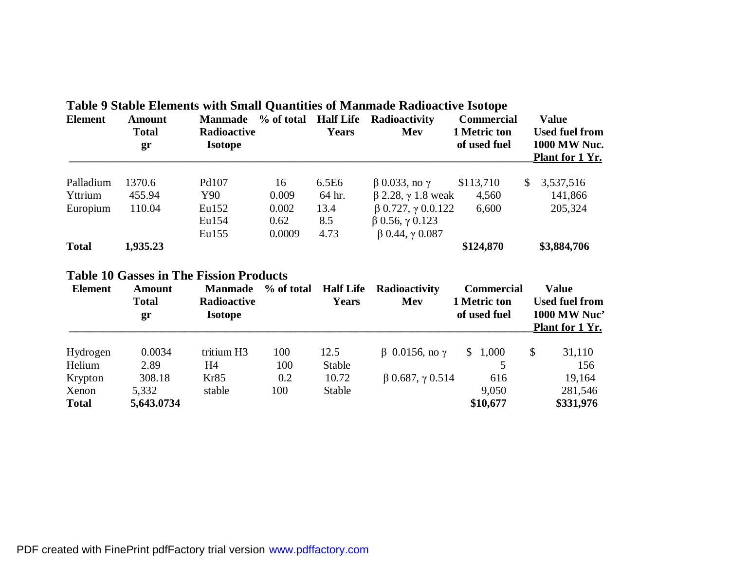### Table 9 Stable Elements with Small Quantities of Manmade Radioactive Isotope

| Element | Amount Total gr | Manmade Radioactive Isotope | % of total | Half Life Years | Radioactivity Mev | Commercial 1 Metric ton of used fuel | Value Used fuel from 1000 MW Nuc. Plant for 1 Yr. |
|---|---|---|---|---|---|---|---|
| Palladium | 1370.6 | Pd107 | 16 | 6.5E6 | β 0.033, no γ | $113,710 | $ 3,537,516 |
| Yttrium | 455.94 | Y90 | 0.009 | 64 hr. | β 2.28, γ 1.8 weak | 4,560 | 141,866 |
| Europium | 110.04 | Eu152 | 0.002 | 13.4 | β 0.727, γ 0.0.122 | 6,600 | 205,324 |
| | | Eu154 | 0.62 | 8.5 | β 0.56, γ 0.123 | | |
| | | Eu155 | 0.0009 | 4.73 | β 0.44, γ 0.087 | | |
| **Total** | **1,935.23** | | | | | **$124,870** | **$3,884,706** |

### Table 10 Gasses in The Fission Products

| Element | Amount Total gr | Manmade Radioactive Isotope | % of total | Half Life Years | Radioactivity Mev | Commercial 1 Metric ton of used fuel | Value Used fuel from 1000 MW Nuc' Plant for 1 Yr. |
|---|---|---|---|---|---|---|---|
| Hydrogen | 0.0034 | tritium H3 | 100 | 12.5 | β 0.0156, no γ | $ 1,000 | $ 31,110 |
| Helium | 2.89 | H4 | 100 | Stable | | 5 | 156 |
| Krypton | 308.18 | Kr85 | 0.2 | 10.72 | β 0.687, γ 0.514 | 616 | 19,164 |
| Xenon | 5,332 | stable | 100 | Stable | | 9,050 | 281,546 |
| **Total** | **5,643.0734** | | | | | **$10,677** | **$331,976** |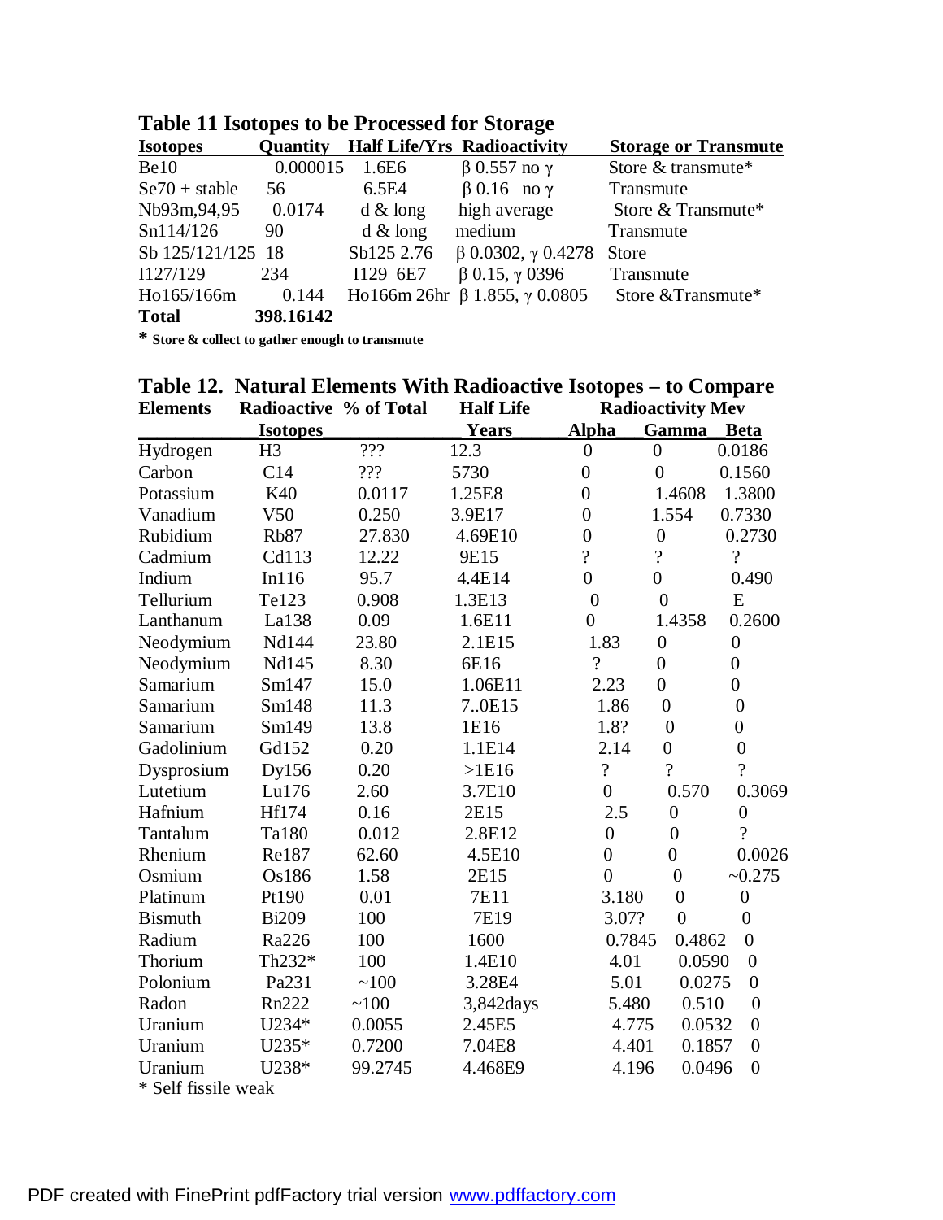**Table 11 Isotopes to be Processed for Storage**

| Isotopes | Quantity | Half Life/Yrs | Radioactivity | Storage or Transmute |
|---|---|---|---|---|
| Be10 | 0.000015 | 1.6E6 | β 0.557 no γ | Store & transmute* |
| Se70 + stable | 56 | 6.5E4 | β 0.16 no γ | Transmute |
| Nb93m,94,95 | 0.0174 | d & long | high average | Store & Transmute* |
| Sn114/126 | 90 | d & long | medium | Transmute |
| Sb 125/121/125 | 18 | Sb125 2.76 | β 0.0302, γ 0.4278 | Store |
| I127/129 | 234 | I129 6E7 | β 0.15, γ 0396 | Transmute |
| Ho165/166m | 0.144 | Ho166m 26hr | β 1.855, γ 0.0805 | Store &Transmute* |
| **Total** | **398.16142** | | | |

**\* Store & collect to gather enough to transmute**

**Table 12. Natural Elements With Radioactive Isotopes – to Compare**

| Elements | Radioactive Isotopes | % of Total | Half Life Years | Radioactivity Mev Alpha | Gamma | Beta |
|---|---|---|---|---|---|---|
| Hydrogen | H3 | ??? | 12.3 | 0 | 0 | 0.0186 |
| Carbon | C14 | ??? | 5730 | 0 | 0 | 0.1560 |
| Potassium | K40 | 0.0117 | 1.25E8 | 0 | 1.4608 | 1.3800 |
| Vanadium | V50 | 0.250 | 3.9E17 | 0 | 1.554 | 0.7330 |
| Rubidium | Rb87 | 27.830 | 4.69E10 | 0 | 0 | 0.2730 |
| Cadmium | Cd113 | 12.22 | 9E15 | ? | ? | ? |
| Indium | In116 | 95.7 | 4.4E14 | 0 | 0 | 0.490 |
| Tellurium | Te123 | 0.908 | 1.3E13 | 0 | 0 | E |
| Lanthanum | La138 | 0.09 | 1.6E11 | 0 | 1.4358 | 0.2600 |
| Neodymium | Nd144 | 23.80 | 2.1E15 | 1.83 | 0 | 0 |
| Neodymium | Nd145 | 8.30 | 6E16 | ? | 0 | 0 |
| Samarium | Sm147 | 15.0 | 1.06E11 | 2.23 | 0 | 0 |
| Samarium | Sm148 | 11.3 | 7..0E15 | 1.86 | 0 | 0 |
| Samarium | Sm149 | 13.8 | 1E16 | 1.8? | 0 | 0 |
| Gadolinium | Gd152 | 0.20 | 1.1E14 | 2.14 | 0 | 0 |
| Dysprosium | Dy156 | 0.20 | >1E16 | ? | ? | ? |
| Lutetium | Lu176 | 2.60 | 3.7E10 | 0 | 0.570 | 0.3069 |
| Hafnium | Hf174 | 0.16 | 2E15 | 2.5 | 0 | 0 |
| Tantalum | Ta180 | 0.012 | 2.8E12 | 0 | 0 | ? |
| Rhenium | Re187 | 62.60 | 4.5E10 | 0 | 0 | 0.0026 |
| Osmium | Os186 | 1.58 | 2E15 | 0 | 0 | ~0.275 |
| Platinum | Pt190 | 0.01 | 7E11 | 3.180 | 0 | 0 |
| Bismuth | Bi209 | 100 | 7E19 | 3.07? | 0 | 0 |
| Radium | Ra226 | 100 | 1600 | 0.7845 | 0.4862 | 0 |
| Thorium | Th232* | 100 | 1.4E10 | 4.01 | 0.0590 | 0 |
| Polonium | Pa231 | ~100 | 3.28E4 | 5.01 | 0.0275 | 0 |
| Radon | Rn222 | ~100 | 3,842days | 5.480 | 0.510 | 0 |
| Uranium | U234* | 0.0055 | 2.45E5 | 4.775 | 0.0532 | 0 |
| Uranium | U235* | 0.7200 | 7.04E8 | 4.401 | 0.1857 | 0 |
| Uranium | U238* | 99.2745 | 4.468E9 | 4.196 | 0.0496 | 0 |

\* Self fissile weak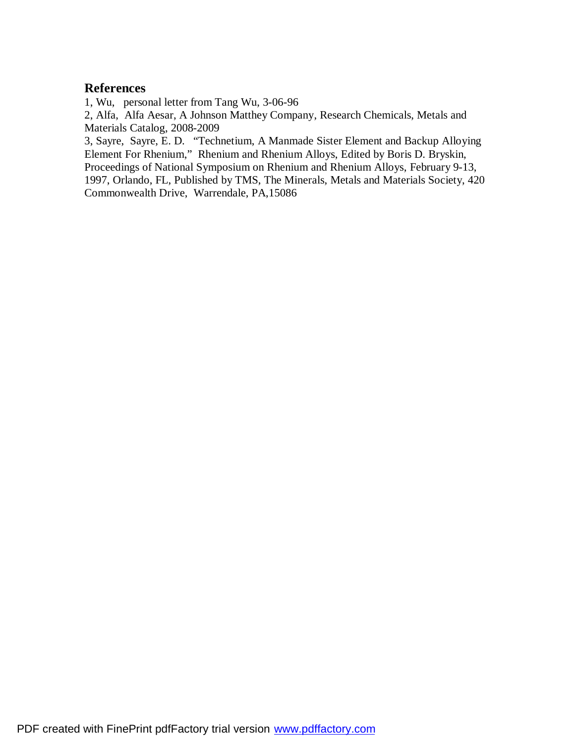## References

1, Wu, personal letter from Tang Wu, 3-06-96

2, Alfa, Alfa Aesar, A Johnson Matthey Company, Research Chemicals, Metals and Materials Catalog, 2008-2009

3, Sayre, Sayre, E. D. "Technetium, A Manmade Sister Element and Backup Alloying Element For Rhenium," Rhenium and Rhenium Alloys, Edited by Boris D. Bryskin, Proceedings of National Symposium on Rhenium and Rhenium Alloys, February 9-13, 1997, Orlando, FL, Published by TMS, The Minerals, Metals and Materials Society, 420 Commonwealth Drive, Warrendale, PA,15086